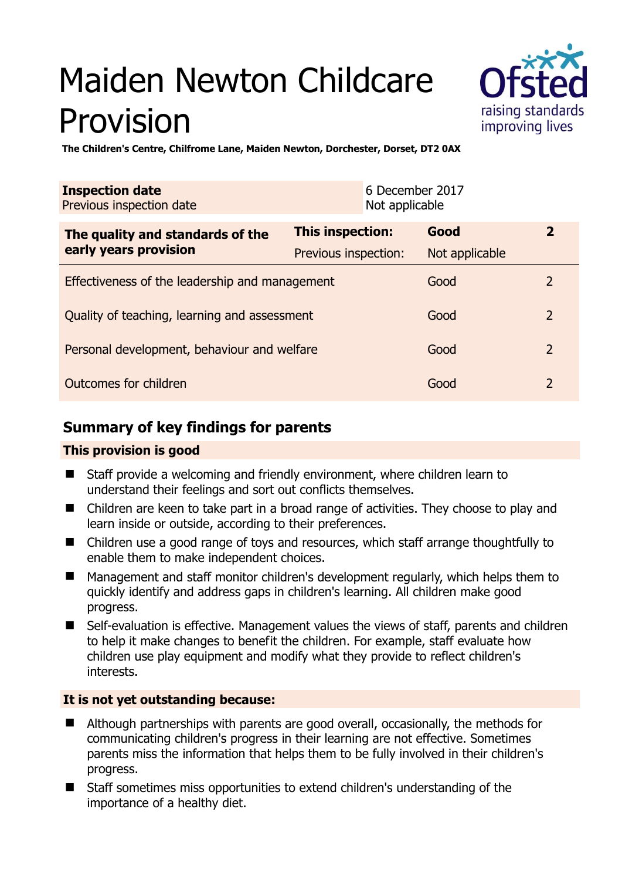# Maiden Newton Childcare Provision

**The Children's Centre, Chilfrome Lane, Maiden Newton, Dorchester, Dorset, DT2 0AX**

| **Inspection date** | 6 December 2017 |
|---|---|
| Previous inspection date | Not applicable |

| **The quality and standards of the early years provision** | **This inspection:** | **Good** | **2** |
|---|---|---|---|
| | Previous inspection: | Not applicable | |
| Effectiveness of the leadership and management | | Good | 2 |
| Quality of teaching, learning and assessment | | Good | 2 |
| Personal development, behaviour and welfare | | Good | 2 |
| Outcomes for children | | Good | 2 |

## Summary of key findings for parents

### This provision is good

- Staff provide a welcoming and friendly environment, where children learn to understand their feelings and sort out conflicts themselves.
- Children are keen to take part in a broad range of activities. They choose to play and learn inside or outside, according to their preferences.
- Children use a good range of toys and resources, which staff arrange thoughtfully to enable them to make independent choices.
- Management and staff monitor children's development regularly, which helps them to quickly identify and address gaps in children's learning. All children make good progress.
- Self-evaluation is effective. Management values the views of staff, parents and children to help it make changes to benefit the children. For example, staff evaluate how children use play equipment and modify what they provide to reflect children's interests.

### It is not yet outstanding because:

- Although partnerships with parents are good overall, occasionally, the methods for communicating children's progress in their learning are not effective. Sometimes parents miss the information that helps them to be fully involved in their children's progress.
- Staff sometimes miss opportunities to extend children's understanding of the importance of a healthy diet.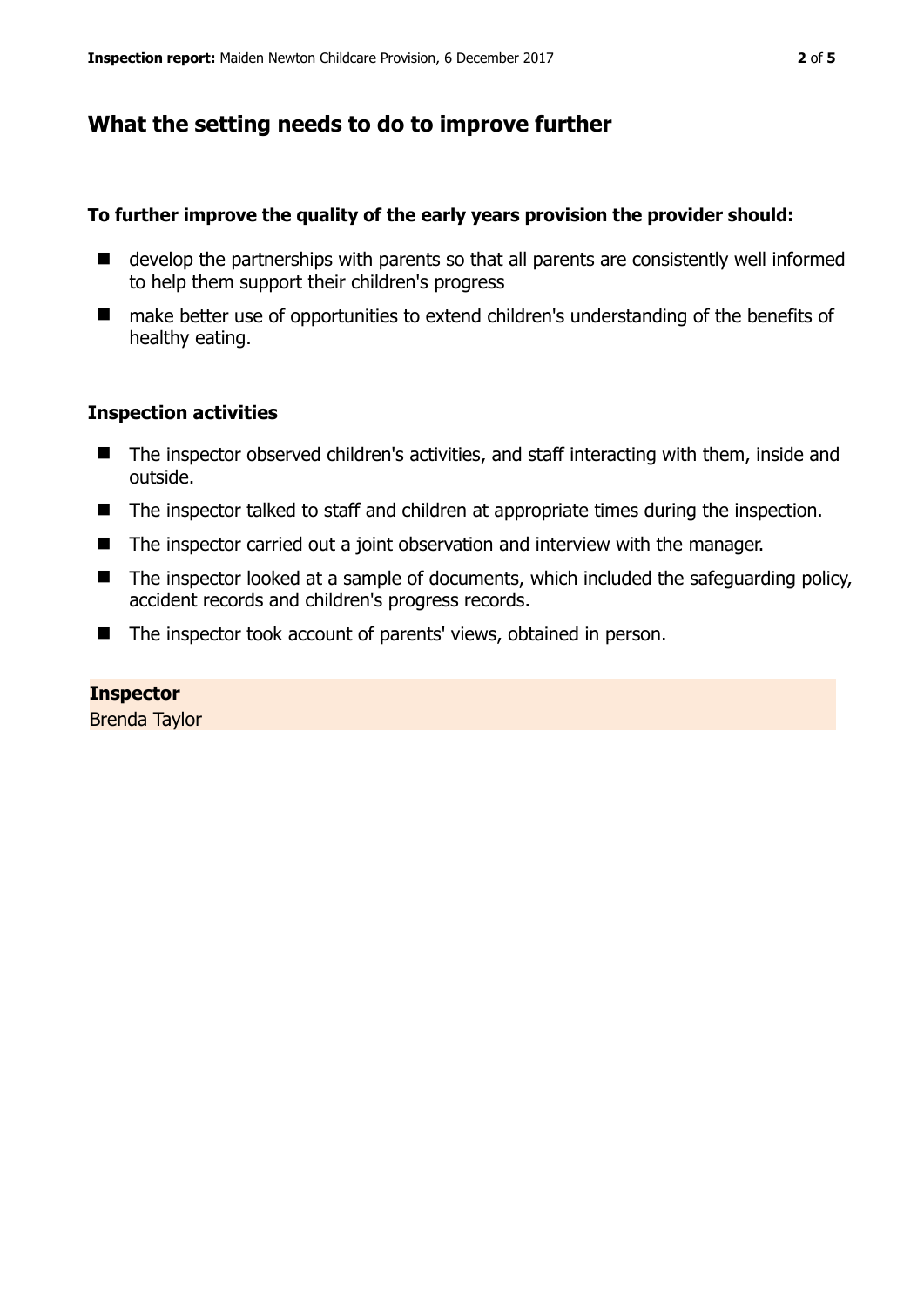## What the setting needs to do to improve further

**To further improve the quality of the early years provision the provider should:**

- develop the partnerships with parents so that all parents are consistently well informed to help them support their children's progress
- make better use of opportunities to extend children's understanding of the benefits of healthy eating.

### Inspection activities

- The inspector observed children's activities, and staff interacting with them, inside and outside.
- The inspector talked to staff and children at appropriate times during the inspection.
- The inspector carried out a joint observation and interview with the manager.
- The inspector looked at a sample of documents, which included the safeguarding policy, accident records and children's progress records.
- The inspector took account of parents' views, obtained in person.

**Inspector**
Brenda Taylor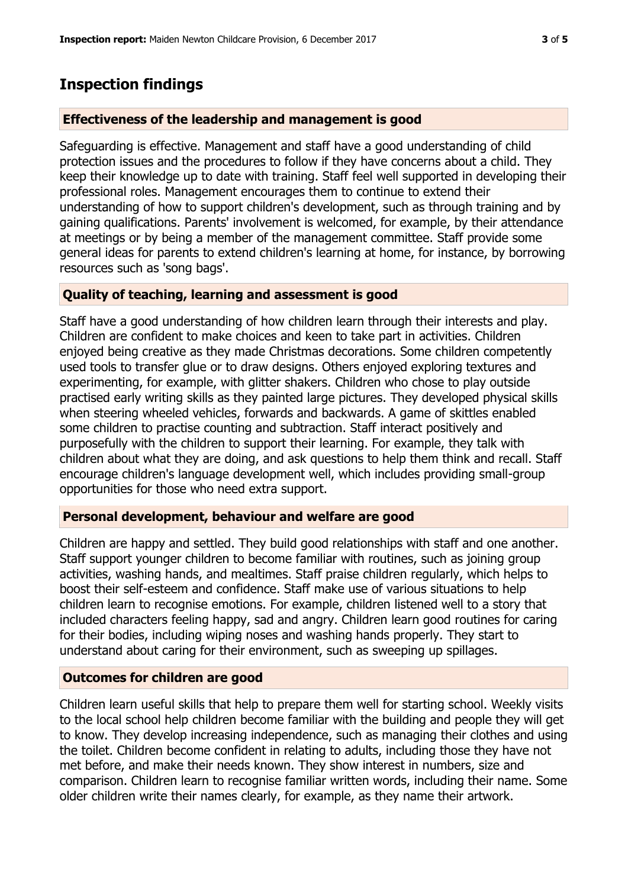## Inspection findings

### Effectiveness of the leadership and management is good

Safeguarding is effective. Management and staff have a good understanding of child protection issues and the procedures to follow if they have concerns about a child. They keep their knowledge up to date with training. Staff feel well supported in developing their professional roles. Management encourages them to continue to extend their understanding of how to support children's development, such as through training and by gaining qualifications. Parents' involvement is welcomed, for example, by their attendance at meetings or by being a member of the management committee. Staff provide some general ideas for parents to extend children's learning at home, for instance, by borrowing resources such as 'song bags'.

### Quality of teaching, learning and assessment is good

Staff have a good understanding of how children learn through their interests and play. Children are confident to make choices and keen to take part in activities. Children enjoyed being creative as they made Christmas decorations. Some children competently used tools to transfer glue or to draw designs. Others enjoyed exploring textures and experimenting, for example, with glitter shakers. Children who chose to play outside practised early writing skills as they painted large pictures. They developed physical skills when steering wheeled vehicles, forwards and backwards. A game of skittles enabled some children to practise counting and subtraction. Staff interact positively and purposefully with the children to support their learning. For example, they talk with children about what they are doing, and ask questions to help them think and recall. Staff encourage children's language development well, which includes providing small-group opportunities for those who need extra support.

### Personal development, behaviour and welfare are good

Children are happy and settled. They build good relationships with staff and one another. Staff support younger children to become familiar with routines, such as joining group activities, washing hands, and mealtimes. Staff praise children regularly, which helps to boost their self-esteem and confidence. Staff make use of various situations to help children learn to recognise emotions. For example, children listened well to a story that included characters feeling happy, sad and angry. Children learn good routines for caring for their bodies, including wiping noses and washing hands properly. They start to understand about caring for their environment, such as sweeping up spillages.

### Outcomes for children are good

Children learn useful skills that help to prepare them well for starting school. Weekly visits to the local school help children become familiar with the building and people they will get to know. They develop increasing independence, such as managing their clothes and using the toilet. Children become confident in relating to adults, including those they have not met before, and make their needs known. They show interest in numbers, size and comparison. Children learn to recognise familiar written words, including their name. Some older children write their names clearly, for example, as they name their artwork.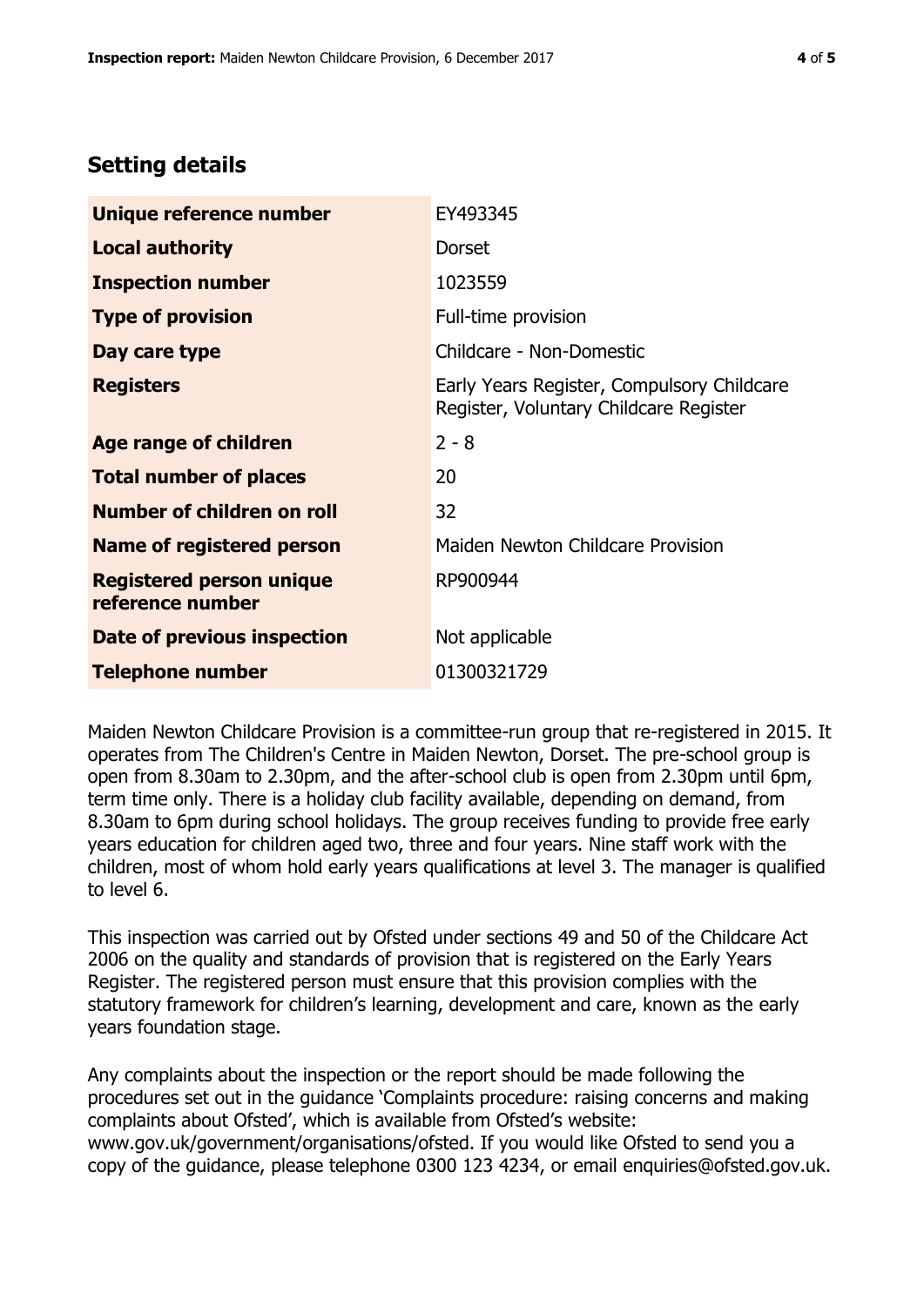## Setting details

| | |
|---|---|
| **Unique reference number** | EY493345 |
| **Local authority** | Dorset |
| **Inspection number** | 1023559 |
| **Type of provision** | Full-time provision |
| **Day care type** | Childcare - Non-Domestic |
| **Registers** | Early Years Register, Compulsory Childcare Register, Voluntary Childcare Register |
| **Age range of children** | 2 - 8 |
| **Total number of places** | 20 |
| **Number of children on roll** | 32 |
| **Name of registered person** | Maiden Newton Childcare Provision |
| **Registered person unique reference number** | RP900944 |
| **Date of previous inspection** | Not applicable |
| **Telephone number** | 01300321729 |

Maiden Newton Childcare Provision is a committee-run group that re-registered in 2015. It operates from The Children's Centre in Maiden Newton, Dorset. The pre-school group is open from 8.30am to 2.30pm, and the after-school club is open from 2.30pm until 6pm, term time only. There is a holiday club facility available, depending on demand, from 8.30am to 6pm during school holidays. The group receives funding to provide free early years education for children aged two, three and four years. Nine staff work with the children, most of whom hold early years qualifications at level 3. The manager is qualified to level 6.

This inspection was carried out by Ofsted under sections 49 and 50 of the Childcare Act 2006 on the quality and standards of provision that is registered on the Early Years Register. The registered person must ensure that this provision complies with the statutory framework for children's learning, development and care, known as the early years foundation stage.

Any complaints about the inspection or the report should be made following the procedures set out in the guidance 'Complaints procedure: raising concerns and making complaints about Ofsted', which is available from Ofsted's website: www.gov.uk/government/organisations/ofsted. If you would like Ofsted to send you a copy of the guidance, please telephone 0300 123 4234, or email enquiries@ofsted.gov.uk.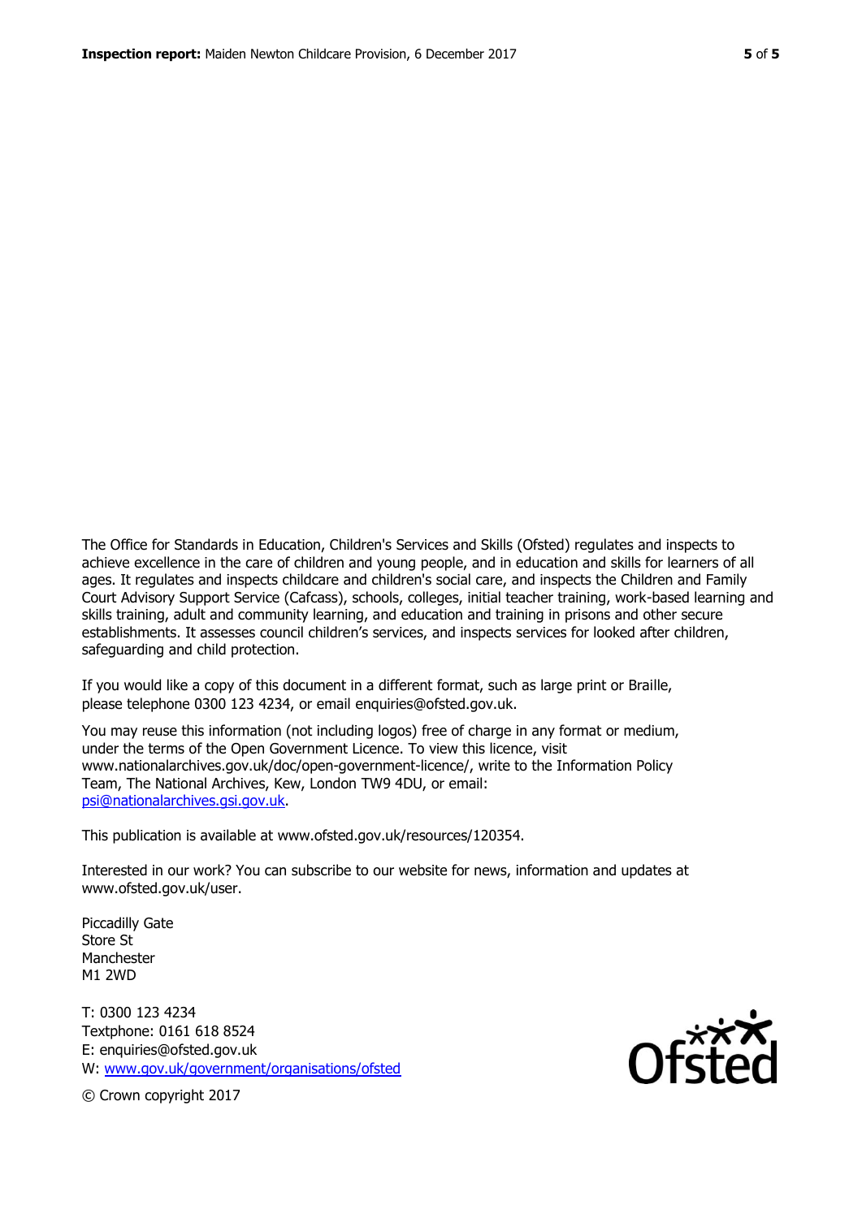The Office for Standards in Education, Children's Services and Skills (Ofsted) regulates and inspects to achieve excellence in the care of children and young people, and in education and skills for learners of all ages. It regulates and inspects childcare and children's social care, and inspects the Children and Family Court Advisory Support Service (Cafcass), schools, colleges, initial teacher training, work-based learning and skills training, adult and community learning, and education and training in prisons and other secure establishments. It assesses council children's services, and inspects services for looked after children, safeguarding and child protection.

If you would like a copy of this document in a different format, such as large print or Braille, please telephone 0300 123 4234, or email enquiries@ofsted.gov.uk.

You may reuse this information (not including logos) free of charge in any format or medium, under the terms of the Open Government Licence. To view this licence, visit www.nationalarchives.gov.uk/doc/open-government-licence/, write to the Information Policy Team, The National Archives, Kew, London TW9 4DU, or email: psi@nationalarchives.gsi.gov.uk.

This publication is available at www.ofsted.gov.uk/resources/120354.

Interested in our work? You can subscribe to our website for news, information and updates at www.ofsted.gov.uk/user.

Piccadilly Gate
Store St
Manchester
M1 2WD

T: 0300 123 4234
Textphone: 0161 618 8524
E: enquiries@ofsted.gov.uk
W: www.gov.uk/government/organisations/ofsted

© Crown copyright 2017